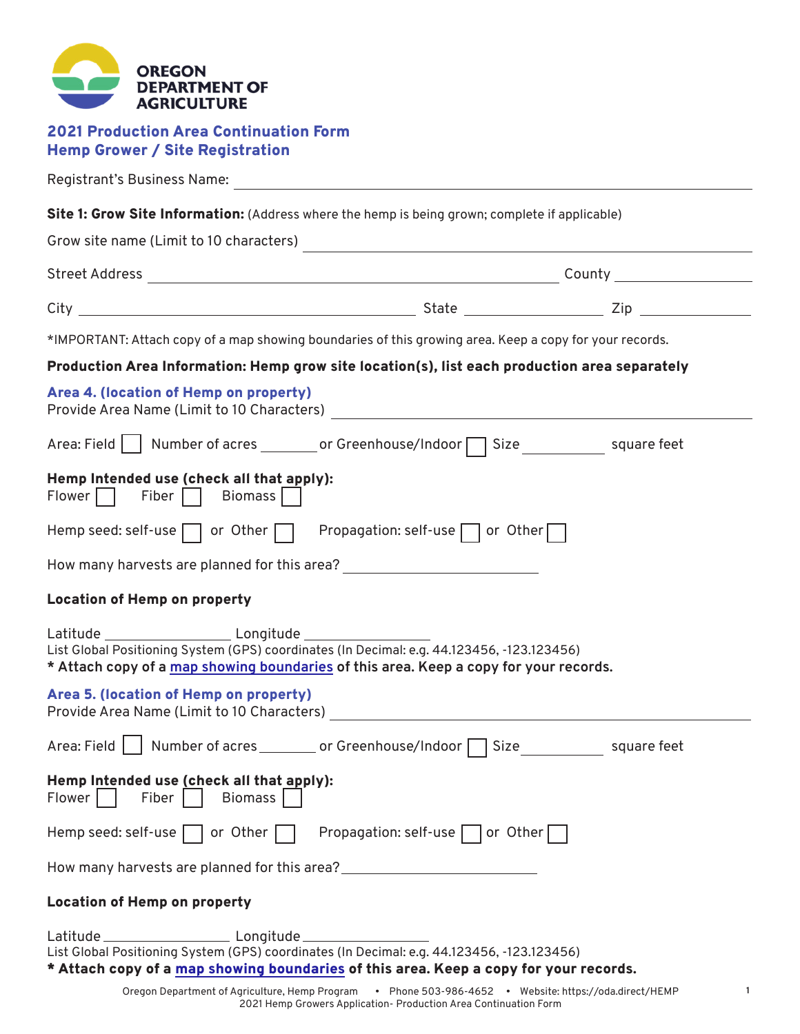**OREGON DEPARTMENT OF AGRICULTURE**

## 2021 Production Area Continuation Form
## Hemp Grower / Site Registration

Registrant's Business Name: ____________________

**Site 1: Grow Site Information:** (Address where the hemp is being grown; complete if applicable)

Grow site name (Limit to 10 characters) ____________________

Street Address ____________________ County ____________________

City ____________________ State ____________________ Zip ____________________

*IMPORTANT: Attach copy of a map showing boundaries of this growing area. Keep a copy for your records.

**Production Area Information: Hemp grow site location(s), list each production area separately**

### Area 4. (location of Hemp on property)

Provide Area Name (Limit to 10 Characters) ____________________

Area: Field ☐ Number of acres ________ or Greenhouse/Indoor ☐ Size __________ square feet

**Hemp Intended use (check all that apply):**

Flower ☐ Fiber ☐ Biomass ☐

Hemp seed: self-use ☐ or Other ☐ Propagation: self-use ☐ or Other ☐

How many harvests are planned for this area? ____________________

**Location of Hemp on property**

Latitude ______________ Longitude ______________

List Global Positioning System (GPS) coordinates (In Decimal: e.g. 44.123456, -123.123456)

**\* Attach copy of a map showing boundaries of this area. Keep a copy for your records.**

### Area 5. (location of Hemp on property)

Provide Area Name (Limit to 10 Characters) ____________________

Area: Field ☐ Number of acres ________ or Greenhouse/Indoor ☐ Size __________ square feet

**Hemp Intended use (check all that apply):**

Flower ☐ Fiber ☐ Biomass ☐

Hemp seed: self-use ☐ or Other ☐ Propagation: self-use ☐ or Other ☐

How many harvests are planned for this area? ____________________

**Location of Hemp on property**

Latitude ______________ Longitude ______________

List Global Positioning System (GPS) coordinates (In Decimal: e.g. 44.123456, -123.123456)

**\* Attach copy of a map showing boundaries of this area. Keep a copy for your records.**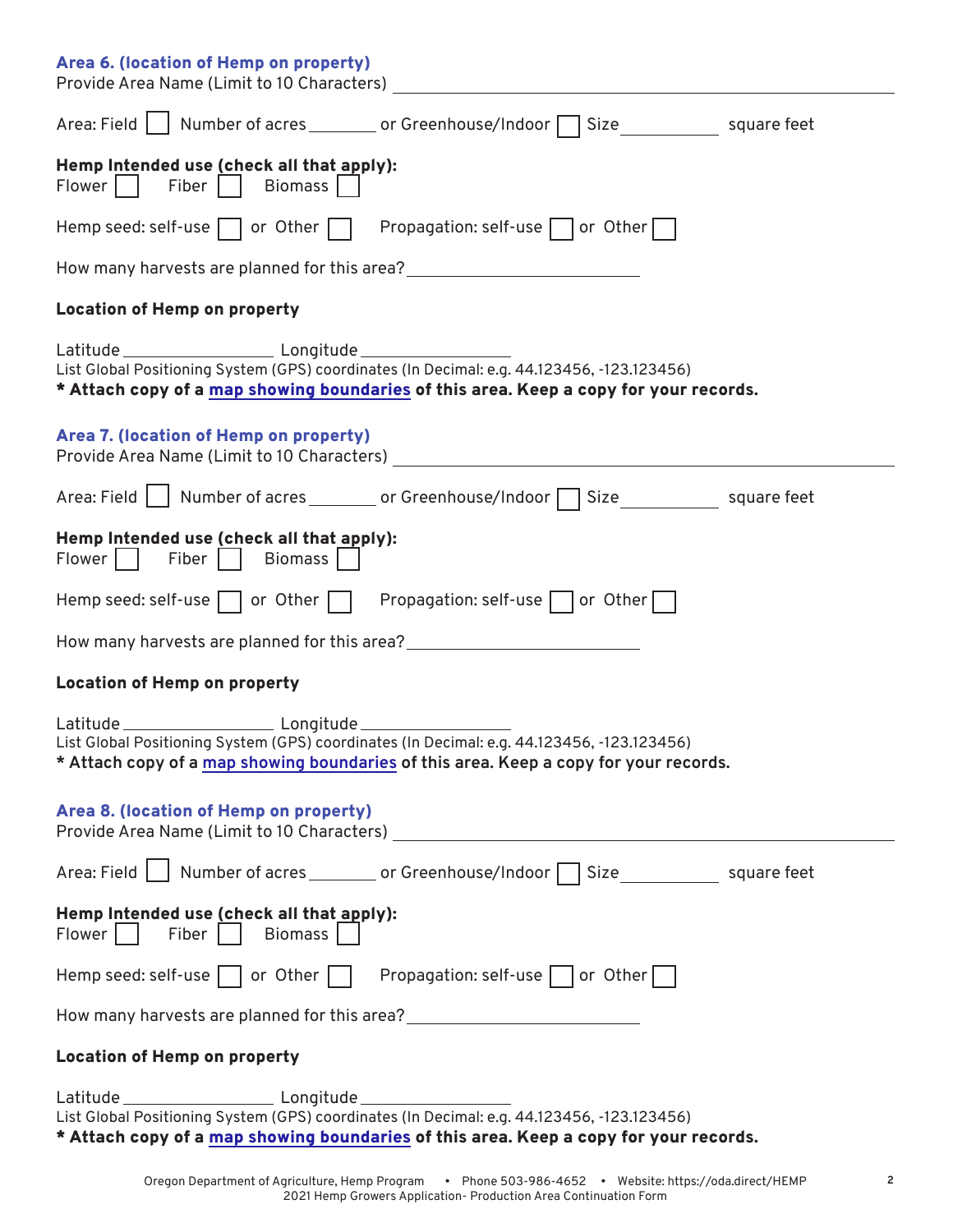## Area 6. (location of Hemp on property)

Provide Area Name (Limit to 10 Characters) ______________________________

Area: Field ☐ Number of acres ________ or Greenhouse/Indoor ☐ Size ____________ square feet

**Hemp Intended use (check all that apply):**

Flower ☐ Fiber ☐ Biomass ☐

Hemp seed: self-use ☐ or Other ☐ Propagation: self-use ☐ or Other ☐

How many harvests are planned for this area? ____________________

**Location of Hemp on property**

Latitude ________________ Longitude ________________

List Global Positioning System (GPS) coordinates (In Decimal: e.g. 44.123456, -123.123456)

**\* Attach copy of a map showing boundaries of this area. Keep a copy for your records.**

## Area 7. (location of Hemp on property)

Provide Area Name (Limit to 10 Characters) ______________________________

Area: Field ☐ Number of acres ________ or Greenhouse/Indoor ☐ Size ____________ square feet

**Hemp Intended use (check all that apply):**

Flower ☐ Fiber ☐ Biomass ☐

Hemp seed: self-use ☐ or Other ☐ Propagation: self-use ☐ or Other ☐

How many harvests are planned for this area? ____________________

**Location of Hemp on property**

Latitude ________________ Longitude ________________

List Global Positioning System (GPS) coordinates (In Decimal: e.g. 44.123456, -123.123456)

**\* Attach copy of a map showing boundaries of this area. Keep a copy for your records.**

## Area 8. (location of Hemp on property)

Provide Area Name (Limit to 10 Characters) ______________________________

Area: Field ☐ Number of acres ________ or Greenhouse/Indoor ☐ Size ____________ square feet

**Hemp Intended use (check all that apply):**

Flower ☐ Fiber ☐ Biomass ☐

Hemp seed: self-use ☐ or Other ☐ Propagation: self-use ☐ or Other ☐

How many harvests are planned for this area? ____________________

**Location of Hemp on property**

Latitude ________________ Longitude ________________

List Global Positioning System (GPS) coordinates (In Decimal: e.g. 44.123456, -123.123456)

**\* Attach copy of a map showing boundaries of this area. Keep a copy for your records.**

Oregon Department of Agriculture, Hemp Program • Phone 503-986-4652 • Website: https://oda.direct/HEMP
2021 Hemp Growers Application- Production Area Continuation Form